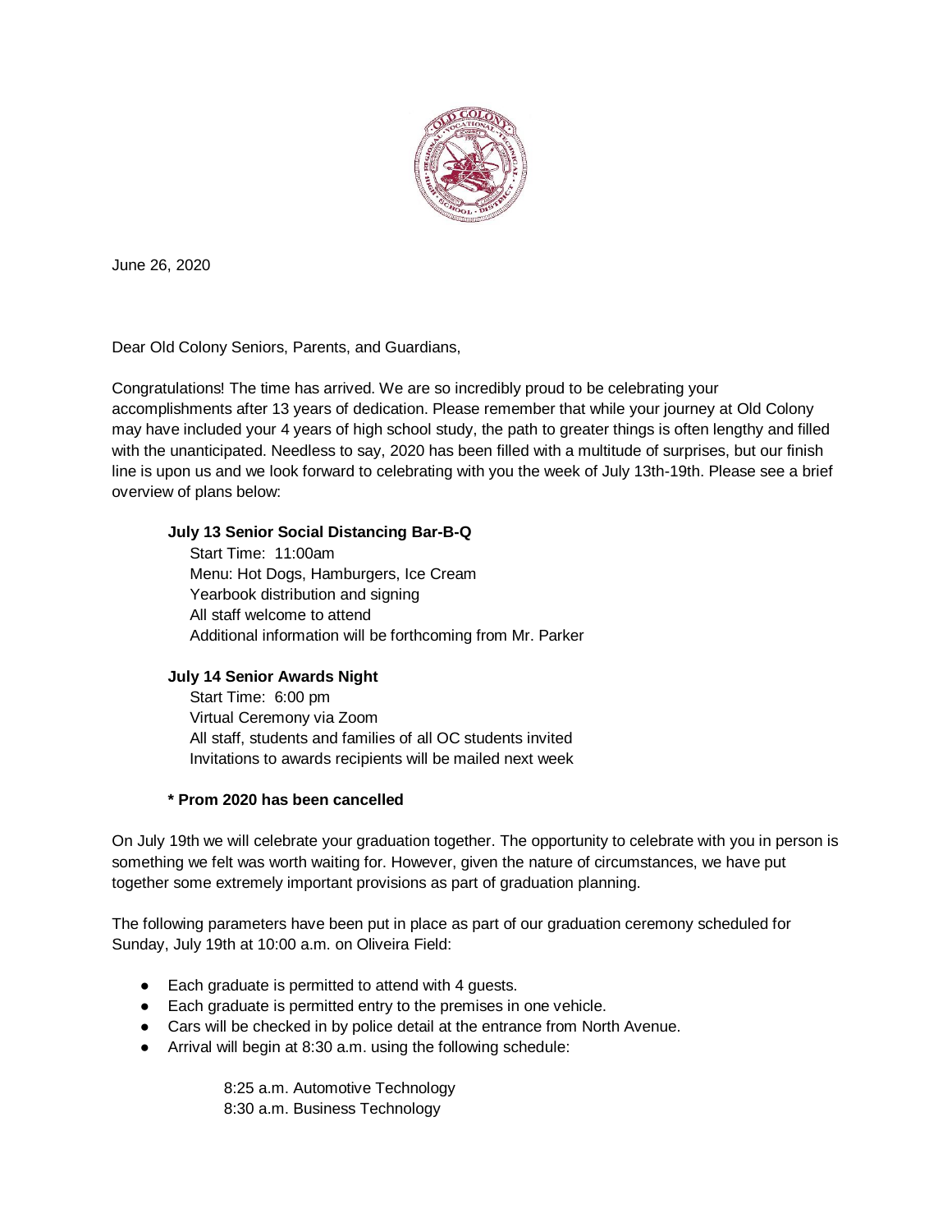June 26, 2020

Dear Old Colony Seniors, Parents, and Guardians,

Congratulations! The time has arrived. We are so incredibly proud to be celebrating your accomplishments after 13 years of dedication. Please remember that while your journey at Old Colony may have included your 4 years of high school study, the path to greater things is often lengthy and filled with the unanticipated. Needless to say, 2020 has been filled with a multitude of surprises, but our finish line is upon us and we look forward to celebrating with you the week of July 13th-19th. Please see a brief overview of plans below:

**July 13 Senior Social Distancing Bar-B-Q**
Start Time: 11:00am
Menu: Hot Dogs, Hamburgers, Ice Cream
Yearbook distribution and signing
All staff welcome to attend
Additional information will be forthcoming from Mr. Parker

**July 14 Senior Awards Night**
Start Time: 6:00 pm
Virtual Ceremony via Zoom
All staff, students and families of all OC students invited
Invitations to awards recipients will be mailed next week

**\* Prom 2020 has been cancelled**

On July 19th we will celebrate your graduation together. The opportunity to celebrate with you in person is something we felt was worth waiting for. However, given the nature of circumstances, we have put together some extremely important provisions as part of graduation planning.

The following parameters have been put in place as part of our graduation ceremony scheduled for Sunday, July 19th at 10:00 a.m. on Oliveira Field:

- Each graduate is permitted to attend with 4 guests.
- Each graduate is permitted entry to the premises in one vehicle.
- Cars will be checked in by police detail at the entrance from North Avenue.
- Arrival will begin at 8:30 a.m. using the following schedule:

  8:25 a.m. Automotive Technology
  8:30 a.m. Business Technology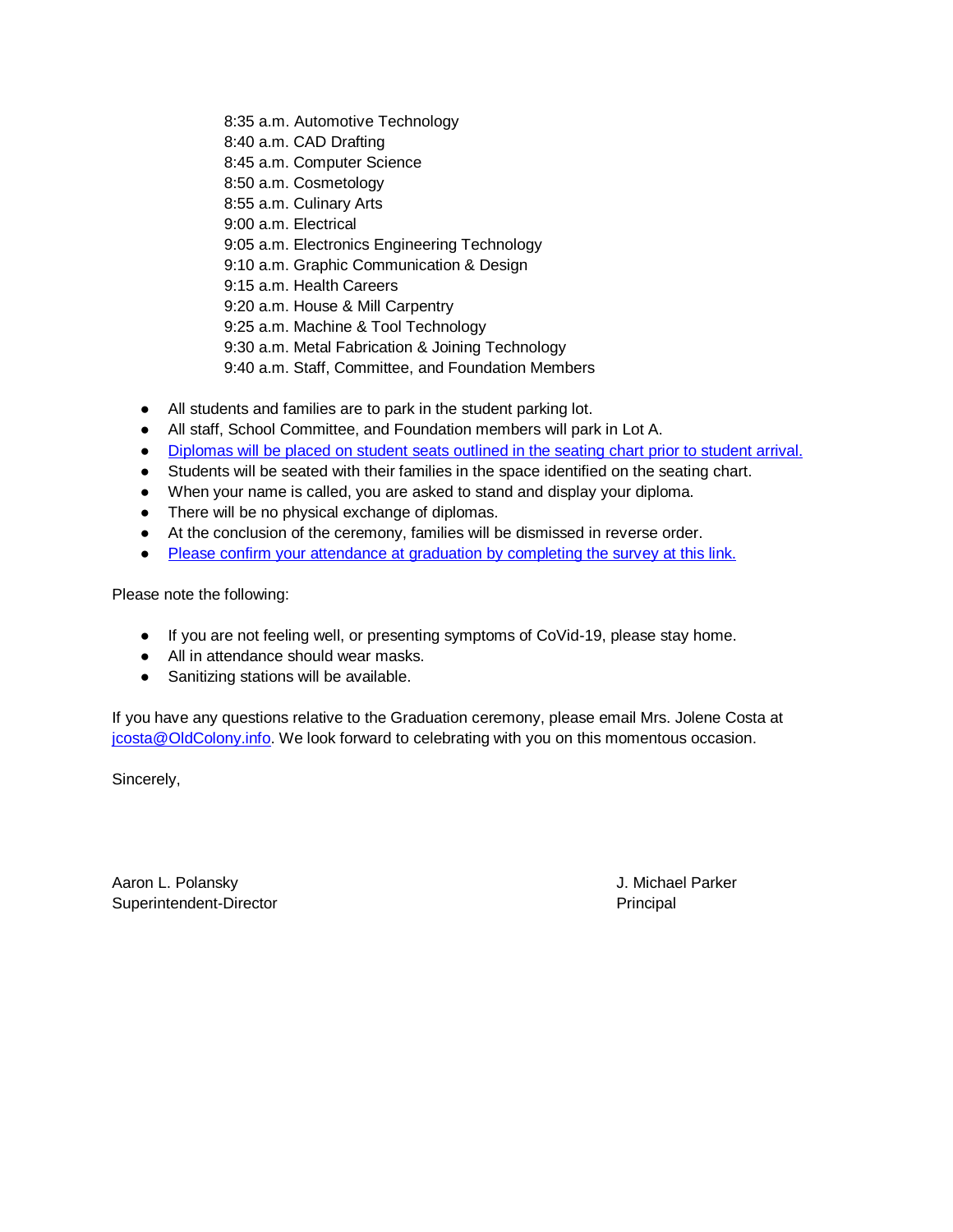8:35 a.m. Automotive Technology
8:40 a.m. CAD Drafting
8:45 a.m. Computer Science
8:50 a.m. Cosmetology
8:55 a.m. Culinary Arts
9:00 a.m. Electrical
9:05 a.m. Electronics Engineering Technology
9:10 a.m. Graphic Communication & Design
9:15 a.m. Health Careers
9:20 a.m. House & Mill Carpentry
9:25 a.m. Machine & Tool Technology
9:30 a.m. Metal Fabrication & Joining Technology
9:40 a.m. Staff, Committee, and Foundation Members

- All students and families are to park in the student parking lot.
- All staff, School Committee, and Foundation members will park in Lot A.
- Diplomas will be placed on student seats outlined in the seating chart prior to student arrival.
- Students will be seated with their families in the space identified on the seating chart.
- When your name is called, you are asked to stand and display your diploma.
- There will be no physical exchange of diplomas.
- At the conclusion of the ceremony, families will be dismissed in reverse order.
- Please confirm your attendance at graduation by completing the survey at this link.

Please note the following:

- If you are not feeling well, or presenting symptoms of CoVid-19, please stay home.
- All in attendance should wear masks.
- Sanitizing stations will be available.

If you have any questions relative to the Graduation ceremony, please email Mrs. Jolene Costa at jcosta@OldColony.info. We look forward to celebrating with you on this momentous occasion.

Sincerely,

Aaron L. Polansky
Superintendent-Director

J. Michael Parker
Principal